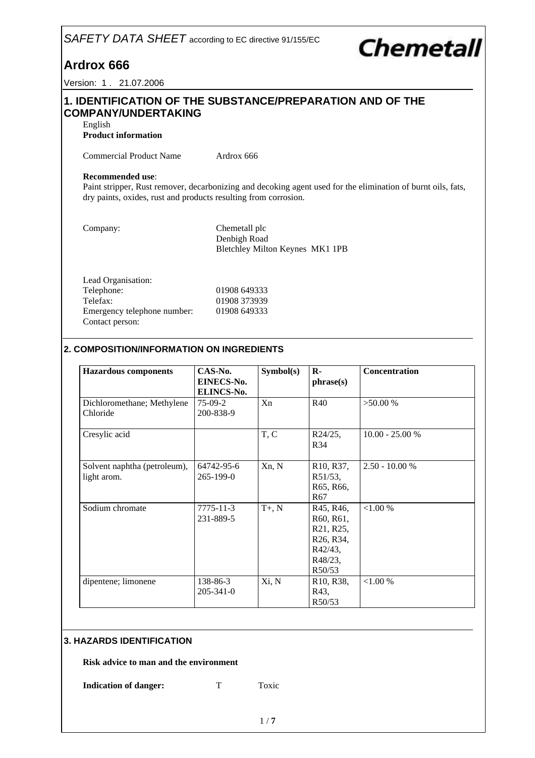*SAFETY DATA SHEET* according to EC directive 91/155/EC

**Chemetall**

# Ardrox 666

Version: 1 . 21.07.2006

## 1. IDENTIFICATION OF THE SUBSTANCE/PREPARATION AND OF THE COMPANY/UNDERTAKING

English

**Product information**

Commercial Product Name Ardrox 666

**Recommended use**:

Paint stripper, Rust remover, decarbonizing and decoking agent used for the elimination of burnt oils, fats, dry paints, oxides, rust and products resulting from corrosion.

Company: Chemetall plc
Denbigh Road
Bletchley Milton Keynes MK1 1PB

Lead Organisation:
Telephone: 01908 649333
Telefax: 01908 373939
Emergency telephone number: 01908 649333
Contact person:

## 2. COMPOSITION/INFORMATION ON INGREDIENTS

| Hazardous components | CAS-No. EINECS-No. ELINCS-No. | Symbol(s) | R-phrase(s) | Concentration |
|---|---|---|---|---|
| Dichloromethane; Methylene Chloride | 75-09-2 200-838-9 | Xn | R40 | >50.00 % |
| Cresylic acid | | T, C | R24/25, R34 | 10.00 - 25.00 % |
| Solvent naphtha (petroleum), light arom. | 64742-95-6 265-199-0 | Xn, N | R10, R37, R51/53, R65, R66, R67 | 2.50 - 10.00 % |
| Sodium chromate | 7775-11-3 231-889-5 | T+, N | R45, R46, R60, R61, R21, R25, R26, R34, R42/43, R48/23, R50/53 | <1.00 % |
| dipentene; limonene | 138-86-3 205-341-0 | Xi, N | R10, R38, R43, R50/53 | <1.00 % |

## 3. HAZARDS IDENTIFICATION

**Risk advice to man and the environment**

**Indication of danger:** T Toxic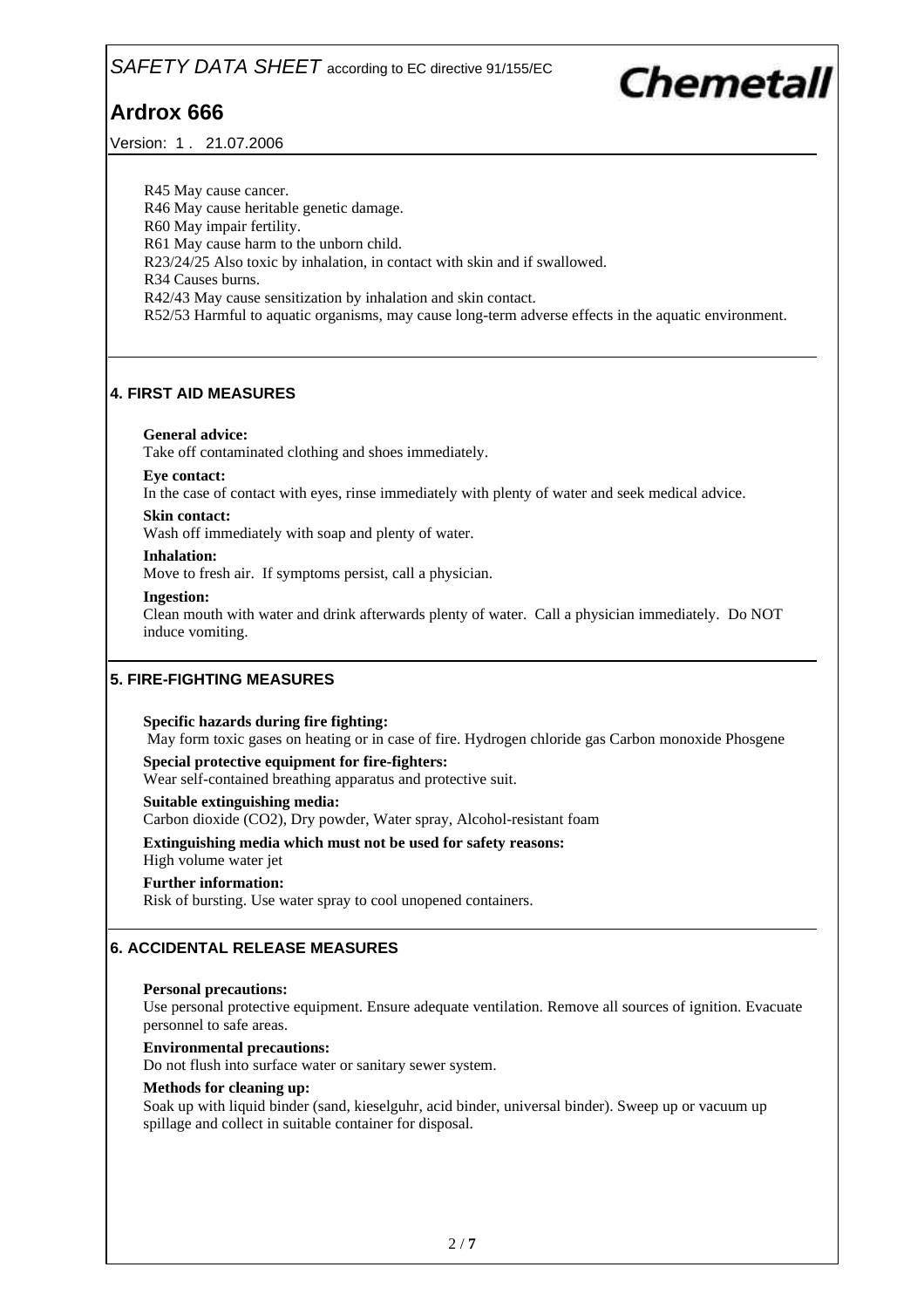R45 May cause cancer.
R46 May cause heritable genetic damage.
R60 May impair fertility.
R61 May cause harm to the unborn child.
R23/24/25 Also toxic by inhalation, in contact with skin and if swallowed.
R34 Causes burns.
R42/43 May cause sensitization by inhalation and skin contact.
R52/53 Harmful to aquatic organisms, may cause long-term adverse effects in the aquatic environment.

## 4. FIRST AID MEASURES

**General advice:**
Take off contaminated clothing and shoes immediately.

**Eye contact:**
In the case of contact with eyes, rinse immediately with plenty of water and seek medical advice.

**Skin contact:**
Wash off immediately with soap and plenty of water.

**Inhalation:**
Move to fresh air. If symptoms persist, call a physician.

**Ingestion:**
Clean mouth with water and drink afterwards plenty of water. Call a physician immediately. Do NOT induce vomiting.

## 5. FIRE-FIGHTING MEASURES

**Specific hazards during fire fighting:**
May form toxic gases on heating or in case of fire. Hydrogen chloride gas Carbon monoxide Phosgene

**Special protective equipment for fire-fighters:**
Wear self-contained breathing apparatus and protective suit.

**Suitable extinguishing media:**
Carbon dioxide ($CO_2$), Dry powder, Water spray, Alcohol-resistant foam

**Extinguishing media which must not be used for safety reasons:**
High volume water jet

**Further information:**
Risk of bursting. Use water spray to cool unopened containers.

## 6. ACCIDENTAL RELEASE MEASURES

**Personal precautions:**
Use personal protective equipment. Ensure adequate ventilation. Remove all sources of ignition. Evacuate personnel to safe areas.

**Environmental precautions:**
Do not flush into surface water or sanitary sewer system.

**Methods for cleaning up:**
Soak up with liquid binder (sand, kieselguhr, acid binder, universal binder). Sweep up or vacuum up spillage and collect in suitable container for disposal.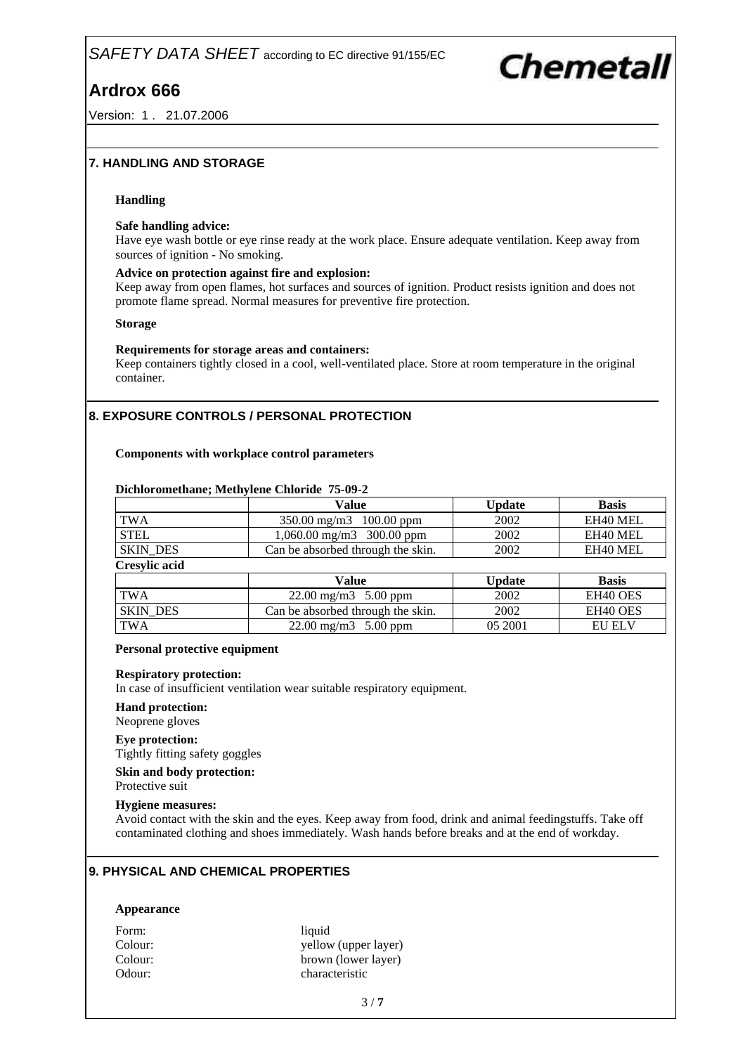## 7. HANDLING AND STORAGE

### Handling

**Safe handling advice:**
Have eye wash bottle or eye rinse ready at the work place. Ensure adequate ventilation. Keep away from sources of ignition - No smoking.

**Advice on protection against fire and explosion:**
Keep away from open flames, hot surfaces and sources of ignition. Product resists ignition and does not promote flame spread. Normal measures for preventive fire protection.

### Storage

**Requirements for storage areas and containers:**
Keep containers tightly closed in a cool, well-ventilated place. Store at room temperature in the original container.

## 8. EXPOSURE CONTROLS / PERSONAL PROTECTION

**Components with workplace control parameters**

**Dichloromethane; Methylene Chloride 75-09-2**

| | Value | Update | Basis |
|---|---|---|---|
| TWA | 350.00 mg/m3 100.00 ppm | 2002 | EH40 MEL |
| STEL | 1,060.00 mg/m3 300.00 ppm | 2002 | EH40 MEL |
| SKIN_DES | Can be absorbed through the skin. | 2002 | EH40 MEL |

**Cresylic acid**

| | Value | Update | Basis |
|---|---|---|---|
| TWA | 22.00 mg/m3 5.00 ppm | 2002 | EH40 OES |
| SKIN_DES | Can be absorbed through the skin. | 2002 | EH40 OES |
| TWA | 22.00 mg/m3 5.00 ppm | 05 2001 | EU ELV |

**Personal protective equipment**

**Respiratory protection:**
In case of insufficient ventilation wear suitable respiratory equipment.

**Hand protection:**
Neoprene gloves

**Eye protection:**
Tightly fitting safety goggles

**Skin and body protection:**
Protective suit

**Hygiene measures:**
Avoid contact with the skin and the eyes. Keep away from food, drink and animal feedingstuffs. Take off contaminated clothing and shoes immediately. Wash hands before breaks and at the end of workday.

## 9. PHYSICAL AND CHEMICAL PROPERTIES

**Appearance**

| | |
|---|---|
| Form: | liquid |
| Colour: | yellow (upper layer) |
| Colour: | brown (lower layer) |
| Odour: | characteristic |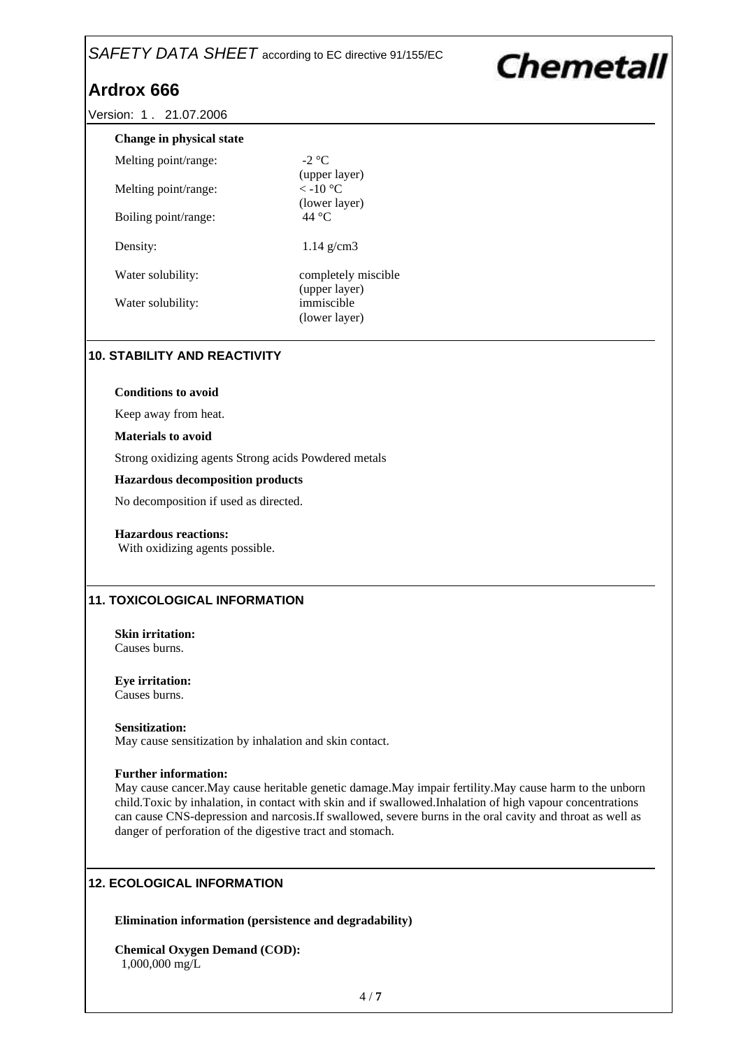**Change in physical state**

| | |
|---|---|
| Melting point/range: | -2 °C (upper layer) |
| Melting point/range: | < -10 °C (lower layer) |
| Boiling point/range: | 44 °C |
| Density: | 1.14 g/cm3 |
| Water solubility: | completely miscible (upper layer) |
| Water solubility: | immiscible (lower layer) |

## 10. STABILITY AND REACTIVITY

**Conditions to avoid**

Keep away from heat.

**Materials to avoid**

Strong oxidizing agents Strong acids Powdered metals

**Hazardous decomposition products**

No decomposition if used as directed.

**Hazardous reactions:**
With oxidizing agents possible.

## 11. TOXICOLOGICAL INFORMATION

**Skin irritation:**
Causes burns.

**Eye irritation:**
Causes burns.

**Sensitization:**
May cause sensitization by inhalation and skin contact.

**Further information:**
May cause cancer.May cause heritable genetic damage.May impair fertility.May cause harm to the unborn child.Toxic by inhalation, in contact with skin and if swallowed.Inhalation of high vapour concentrations can cause CNS-depression and narcosis.If swallowed, severe burns in the oral cavity and throat as well as danger of perforation of the digestive tract and stomach.

## 12. ECOLOGICAL INFORMATION

**Elimination information (persistence and degradability)**

**Chemical Oxygen Demand (COD):**
1,000,000 mg/L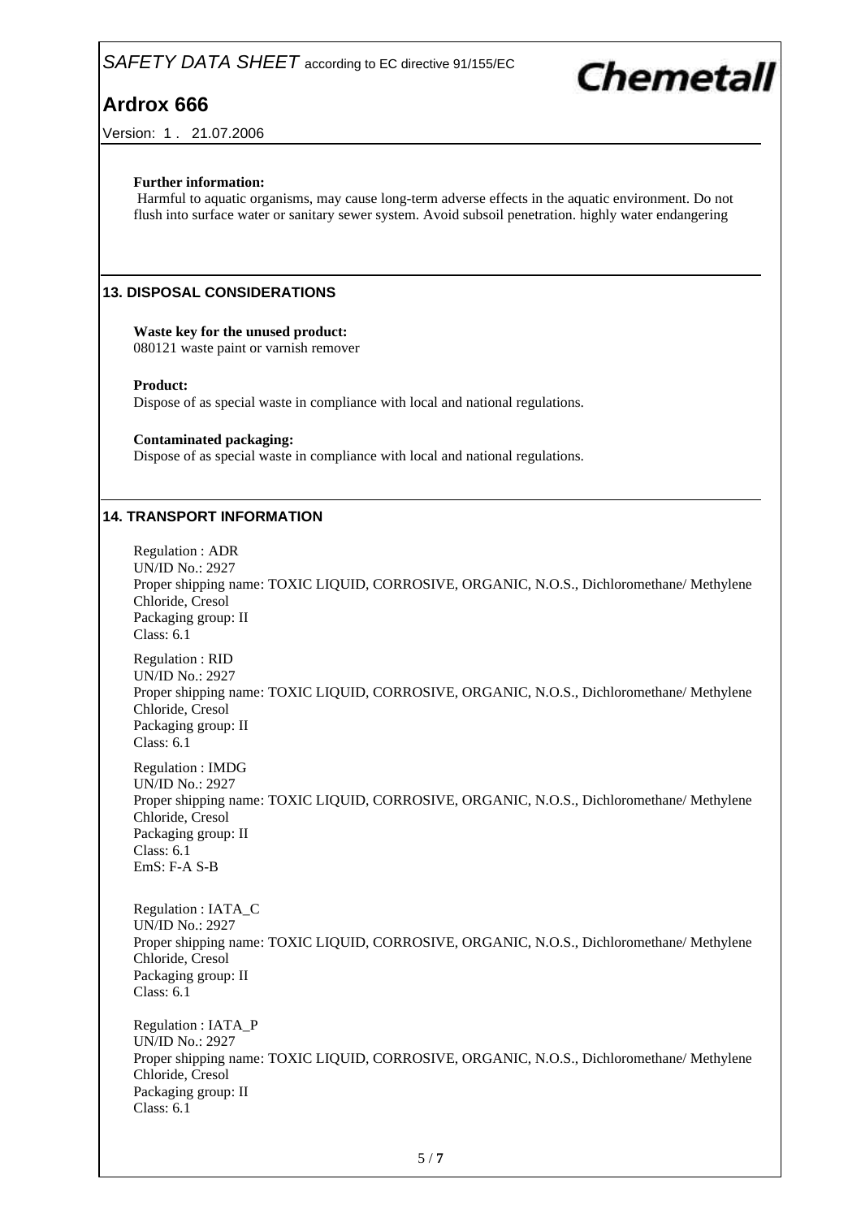**Further information:**
Harmful to aquatic organisms, may cause long-term adverse effects in the aquatic environment. Do not flush into surface water or sanitary sewer system. Avoid subsoil penetration. highly water endangering

## 13. DISPOSAL CONSIDERATIONS

**Waste key for the unused product:**
080121 waste paint or varnish remover

**Product:**
Dispose of as special waste in compliance with local and national regulations.

**Contaminated packaging:**
Dispose of as special waste in compliance with local and national regulations.

## 14. TRANSPORT INFORMATION

Regulation : ADR
UN/ID No.: 2927
Proper shipping name: TOXIC LIQUID, CORROSIVE, ORGANIC, N.O.S., Dichloromethane/ Methylene Chloride, Cresol
Packaging group: II
Class: 6.1

Regulation : RID
UN/ID No.: 2927
Proper shipping name: TOXIC LIQUID, CORROSIVE, ORGANIC, N.O.S., Dichloromethane/ Methylene Chloride, Cresol
Packaging group: II
Class: 6.1

Regulation : IMDG
UN/ID No.: 2927
Proper shipping name: TOXIC LIQUID, CORROSIVE, ORGANIC, N.O.S., Dichloromethane/ Methylene Chloride, Cresol
Packaging group: II
Class: 6.1
EmS: F-A S-B

Regulation : IATA_C
UN/ID No.: 2927
Proper shipping name: TOXIC LIQUID, CORROSIVE, ORGANIC, N.O.S., Dichloromethane/ Methylene Chloride, Cresol
Packaging group: II
Class: 6.1

Regulation : IATA_P
UN/ID No.: 2927
Proper shipping name: TOXIC LIQUID, CORROSIVE, ORGANIC, N.O.S., Dichloromethane/ Methylene Chloride, Cresol
Packaging group: II
Class: 6.1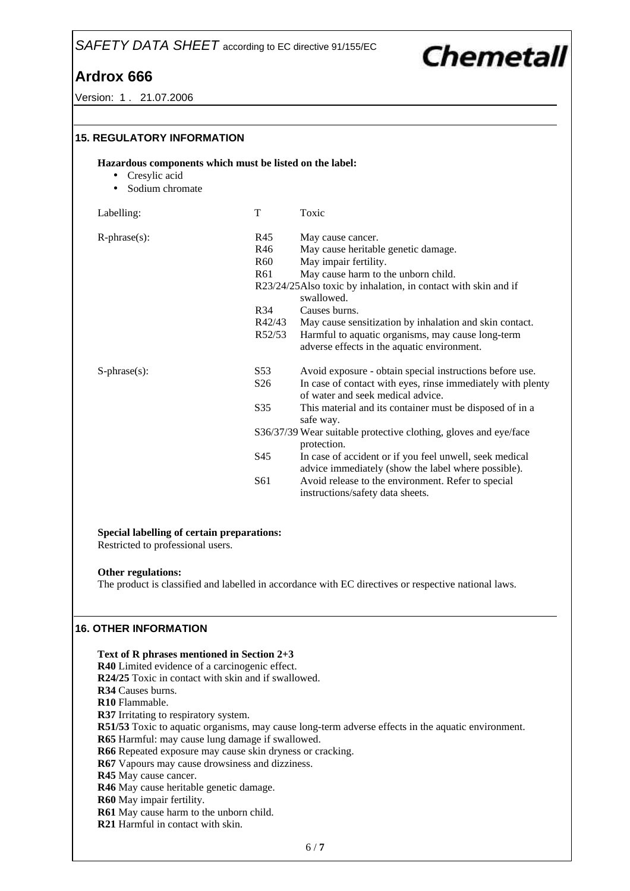## 15. REGULATORY INFORMATION

**Hazardous components which must be listed on the label:**

- Cresylic acid
- Sodium chromate

| | | |
|---|---|---|
| Labelling: | T | Toxic |
| R-phrase(s): | R45 | May cause cancer. |
| | R46 | May cause heritable genetic damage. |
| | R60 | May impair fertility. |
| | R61 | May cause harm to the unborn child. |
| | R23/24/25 | Also toxic by inhalation, in contact with skin and if swallowed. |
| | R34 | Causes burns. |
| | R42/43 | May cause sensitization by inhalation and skin contact. |
| | R52/53 | Harmful to aquatic organisms, may cause long-term adverse effects in the aquatic environment. |
| S-phrase(s): | S53 | Avoid exposure - obtain special instructions before use. |
| | S26 | In case of contact with eyes, rinse immediately with plenty of water and seek medical advice. |
| | S35 | This material and its container must be disposed of in a safe way. |
| | S36/37/39 | Wear suitable protective clothing, gloves and eye/face protection. |
| | S45 | In case of accident or if you feel unwell, seek medical advice immediately (show the label where possible). |
| | S61 | Avoid release to the environment. Refer to special instructions/safety data sheets. |

**Special labelling of certain preparations:**
Restricted to professional users.

**Other regulations:**
The product is classified and labelled in accordance with EC directives or respective national laws.

## 16. OTHER INFORMATION

**Text of R phrases mentioned in Section 2+3**
**R40** Limited evidence of a carcinogenic effect.
**R24/25** Toxic in contact with skin and if swallowed.
**R34** Causes burns.
**R10** Flammable.
**R37** Irritating to respiratory system.
**R51/53** Toxic to aquatic organisms, may cause long-term adverse effects in the aquatic environment.
**R65** Harmful: may cause lung damage if swallowed.
**R66** Repeated exposure may cause skin dryness or cracking.
**R67** Vapours may cause drowsiness and dizziness.
**R45** May cause cancer.
**R46** May cause heritable genetic damage.
**R60** May impair fertility.
**R61** May cause harm to the unborn child.
**R21** Harmful in contact with skin.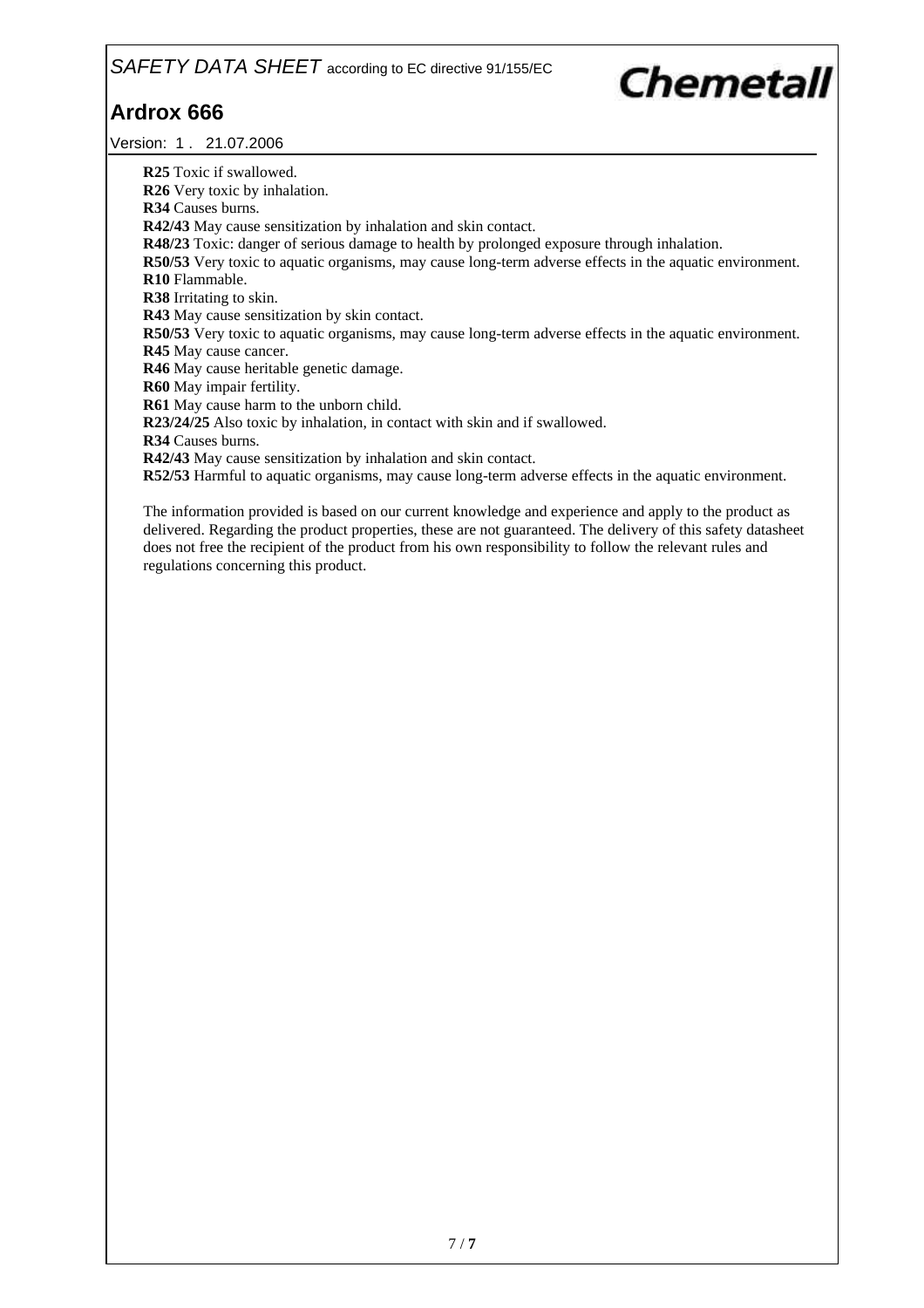**R25** Toxic if swallowed.
**R26** Very toxic by inhalation.
**R34** Causes burns.
**R42/43** May cause sensitization by inhalation and skin contact.
**R48/23** Toxic: danger of serious damage to health by prolonged exposure through inhalation.
**R50/53** Very toxic to aquatic organisms, may cause long-term adverse effects in the aquatic environment.
**R10** Flammable.
**R38** Irritating to skin.
**R43** May cause sensitization by skin contact.
**R50/53** Very toxic to aquatic organisms, may cause long-term adverse effects in the aquatic environment.
**R45** May cause cancer.
**R46** May cause heritable genetic damage.
**R60** May impair fertility.
**R61** May cause harm to the unborn child.
**R23/24/25** Also toxic by inhalation, in contact with skin and if swallowed.
**R34** Causes burns.
**R42/43** May cause sensitization by inhalation and skin contact.
**R52/53** Harmful to aquatic organisms, may cause long-term adverse effects in the aquatic environment.

The information provided is based on our current knowledge and experience and apply to the product as delivered. Regarding the product properties, these are not guaranteed. The delivery of this safety datasheet does not free the recipient of the product from his own responsibility to follow the relevant rules and regulations concerning this product.